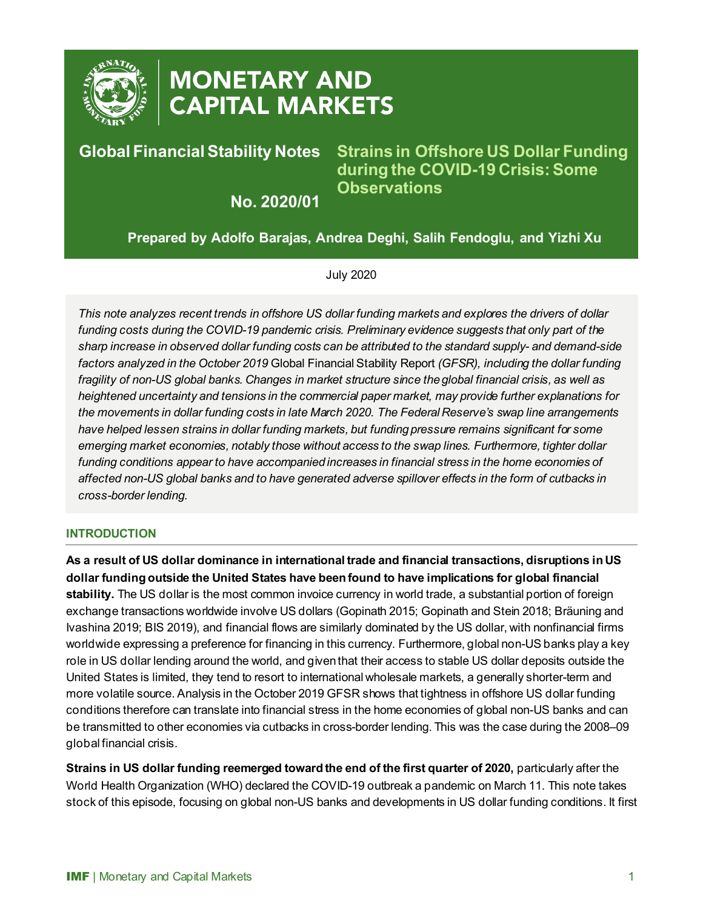# MONETARY AND CAPITAL MARKETS

**Global Financial Stability Notes**

**No. 2020/01**

## Strains in Offshore US Dollar Funding during the COVID-19 Crisis: Some Observations

**Prepared by Adolfo Barajas, Andrea Deghi, Salih Fendoglu, and Yizhi Xu**

July 2020

*This note analyzes recent trends in offshore US dollar funding markets and explores the drivers of dollar funding costs during the COVID-19 pandemic crisis. Preliminary evidence suggests that only part of the sharp increase in observed dollar funding costs can be attributed to the standard supply- and demand-side factors analyzed in the October 2019* Global Financial Stability Report *(GFSR), including the dollar funding fragility of non-US global banks. Changes in market structure since the global financial crisis, as well as heightened uncertainty and tensions in the commercial paper market, may provide further explanations for the movements in dollar funding costs in late March 2020. The Federal Reserve's swap line arrangements have helped lessen strains in dollar funding markets, but funding pressure remains significant for some emerging market economies, notably those without access to the swap lines. Furthermore, tighter dollar funding conditions appear to have accompanied increases in financial stress in the home economies of affected non-US global banks and to have generated adverse spillover effects in the form of cutbacks in cross-border lending.*

### INTRODUCTION

**As a result of US dollar dominance in international trade and financial transactions, disruptions in US dollar funding outside the United States have been found to have implications for global financial stability.** The US dollar is the most common invoice currency in world trade, a substantial portion of foreign exchange transactions worldwide involve US dollars (Gopinath 2015; Gopinath and Stein 2018; Bräuning and Ivashina 2019; BIS 2019), and financial flows are similarly dominated by the US dollar, with nonfinancial firms worldwide expressing a preference for financing in this currency. Furthermore, global non-US banks play a key role in US dollar lending around the world, and given that their access to stable US dollar deposits outside the United States is limited, they tend to resort to international wholesale markets, a generally shorter-term and more volatile source. Analysis in the October 2019 GFSR shows that tightness in offshore US dollar funding conditions therefore can translate into financial stress in the home economies of global non-US banks and can be transmitted to other economies via cutbacks in cross-border lending. This was the case during the 2008–09 global financial crisis.

**Strains in US dollar funding reemerged toward the end of the first quarter of 2020,** particularly after the World Health Organization (WHO) declared the COVID-19 outbreak a pandemic on March 11. This note takes stock of this episode, focusing on global non-US banks and developments in US dollar funding conditions. It first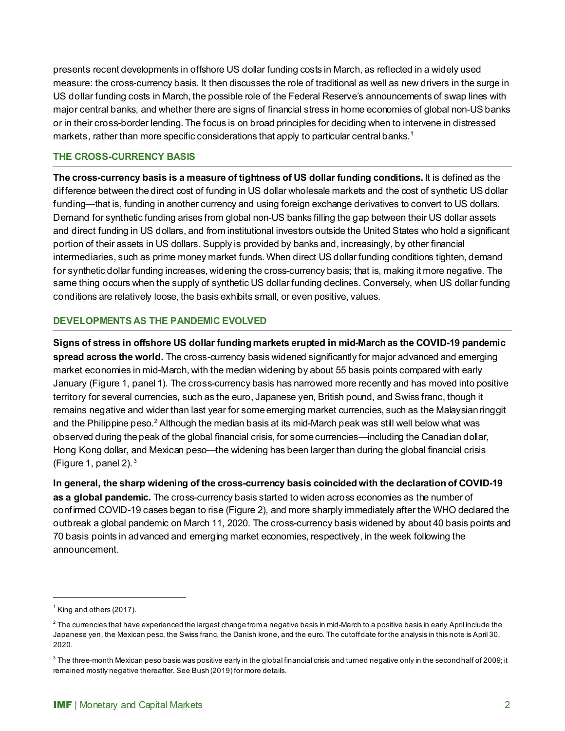presents recent developments in offshore US dollar funding costs in March, as reflected in a widely used measure: the cross-currency basis. It then discusses the role of traditional as well as new drivers in the surge in US dollar funding costs in March, the possible role of the Federal Reserve's announcements of swap lines with major central banks, and whether there are signs of financial stress in home economies of global non-US banks or in their cross-border lending. The focus is on broad principles for deciding when to intervene in distressed markets, rather than more specific considerations that apply to particular central banks.[1]

## THE CROSS-CURRENCY BASIS

**The cross-currency basis is a measure of tightness of US dollar funding conditions.** It is defined as the difference between the direct cost of funding in US dollar wholesale markets and the cost of synthetic US dollar funding—that is, funding in another currency and using foreign exchange derivatives to convert to US dollars. Demand for synthetic funding arises from global non-US banks filling the gap between their US dollar assets and direct funding in US dollars, and from institutional investors outside the United States who hold a significant portion of their assets in US dollars. Supply is provided by banks and, increasingly, by other financial intermediaries, such as prime money market funds. When direct US dollar funding conditions tighten, demand for synthetic dollar funding increases, widening the cross-currency basis; that is, making it more negative. The same thing occurs when the supply of synthetic US dollar funding declines. Conversely, when US dollar funding conditions are relatively loose, the basis exhibits small, or even positive, values.

## DEVELOPMENTS AS THE PANDEMIC EVOLVED

**Signs of stress in offshore US dollar funding markets erupted in mid-March as the COVID-19 pandemic spread across the world.** The cross-currency basis widened significantly for major advanced and emerging market economies in mid-March, with the median widening by about 55 basis points compared with early January (Figure 1, panel 1). The cross-currency basis has narrowed more recently and has moved into positive territory for several currencies, such as the euro, Japanese yen, British pound, and Swiss franc, though it remains negative and wider than last year for some emerging market currencies, such as the Malaysian ringgit and the Philippine peso.[2] Although the median basis at its mid-March peak was still well below what was observed during the peak of the global financial crisis, for some currencies—including the Canadian dollar, Hong Kong dollar, and Mexican peso—the widening has been larger than during the global financial crisis (Figure 1, panel 2).[3]

**In general, the sharp widening of the cross-currency basis coincided with the declaration of COVID-19 as a global pandemic.** The cross-currency basis started to widen across economies as the number of confirmed COVID-19 cases began to rise (Figure 2), and more sharply immediately after the WHO declared the outbreak a global pandemic on March 11, 2020. The cross-currency basis widened by about 40 basis points and 70 basis points in advanced and emerging market economies, respectively, in the week following the announcement.

---

[1] King and others (2017).

[2] The currencies that have experienced the largest change from a negative basis in mid-March to a positive basis in early April include the Japanese yen, the Mexican peso, the Swiss franc, the Danish krone, and the euro. The cutoff date for the analysis in this note is April 30, 2020.

[3] The three-month Mexican peso basis was positive early in the global financial crisis and turned negative only in the second half of 2009; it remained mostly negative thereafter. See Bush (2019) for more details.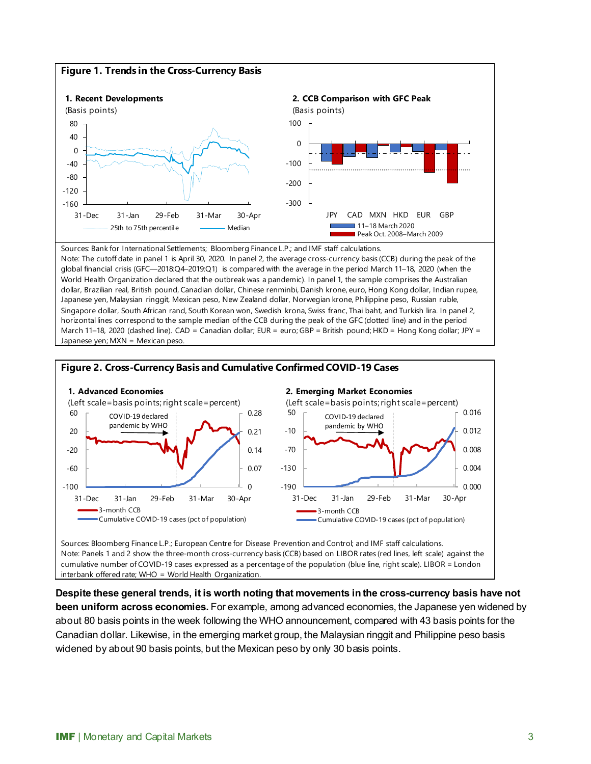**Figure 1. Trends in the Cross-Currency Basis**

**1. Recent Developments**
(Basis points)

**2. CCB Comparison with GFC Peak**
(Basis points)

Sources: Bank for International Settlements; Bloomberg Finance L.P.; and IMF staff calculations.
Note: The cutoff date in panel 1 is April 30, 2020. In panel 2, the average cross-currency basis (CCB) during the peak of the global financial crisis (GFC—2018:Q4–2019:Q1) is compared with the average in the period March 11–18, 2020 (when the World Health Organization declared that the outbreak was a pandemic). In panel 1, the sample comprises the Australian dollar, Brazilian real, British pound, Canadian dollar, Chinese renminbi, Danish krone, euro, Hong Kong dollar, Indian rupee, Japanese yen, Malaysian ringgit, Mexican peso, New Zealand dollar, Norwegian krone, Philippine peso, Russian ruble, Singapore dollar, South African rand, South Korean won, Swedish krona, Swiss franc, Thai baht, and Turkish lira. In panel 2, horizontal lines correspond to the sample median of the CCB during the peak of the GFC (dotted line) and in the period March 11–18, 2020 (dashed line). CAD = Canadian dollar; EUR = euro; GBP = British pound; HKD = Hong Kong dollar; JPY = Japanese yen; MXN = Mexican peso.

**Figure 2. Cross-Currency Basis and Cumulative Confirmed COVID-19 Cases**

**1. Advanced Economies**
(Left scale=basis points; right scale=percent)

**2. Emerging Market Economies**
(Left scale=basis points; right scale=percent)

Sources: Bloomberg Finance L.P.; European Centre for Disease Prevention and Control; and IMF staff calculations.
Note: Panels 1 and 2 show the three-month cross-currency basis (CCB) based on LIBOR rates (red lines, left scale) against the cumulative number of COVID-19 cases expressed as a percentage of the population (blue line, right scale). LIBOR = London interbank offered rate; WHO = World Health Organization.

**Despite these general trends, it is worth noting that movements in the cross-currency basis have not been uniform across economies.** For example, among advanced economies, the Japanese yen widened by about 80 basis points in the week following the WHO announcement, compared with 43 basis points for the Canadian dollar. Likewise, in the emerging market group, the Malaysian ringgit and Philippine peso basis widened by about 90 basis points, but the Mexican peso by only 30 basis points.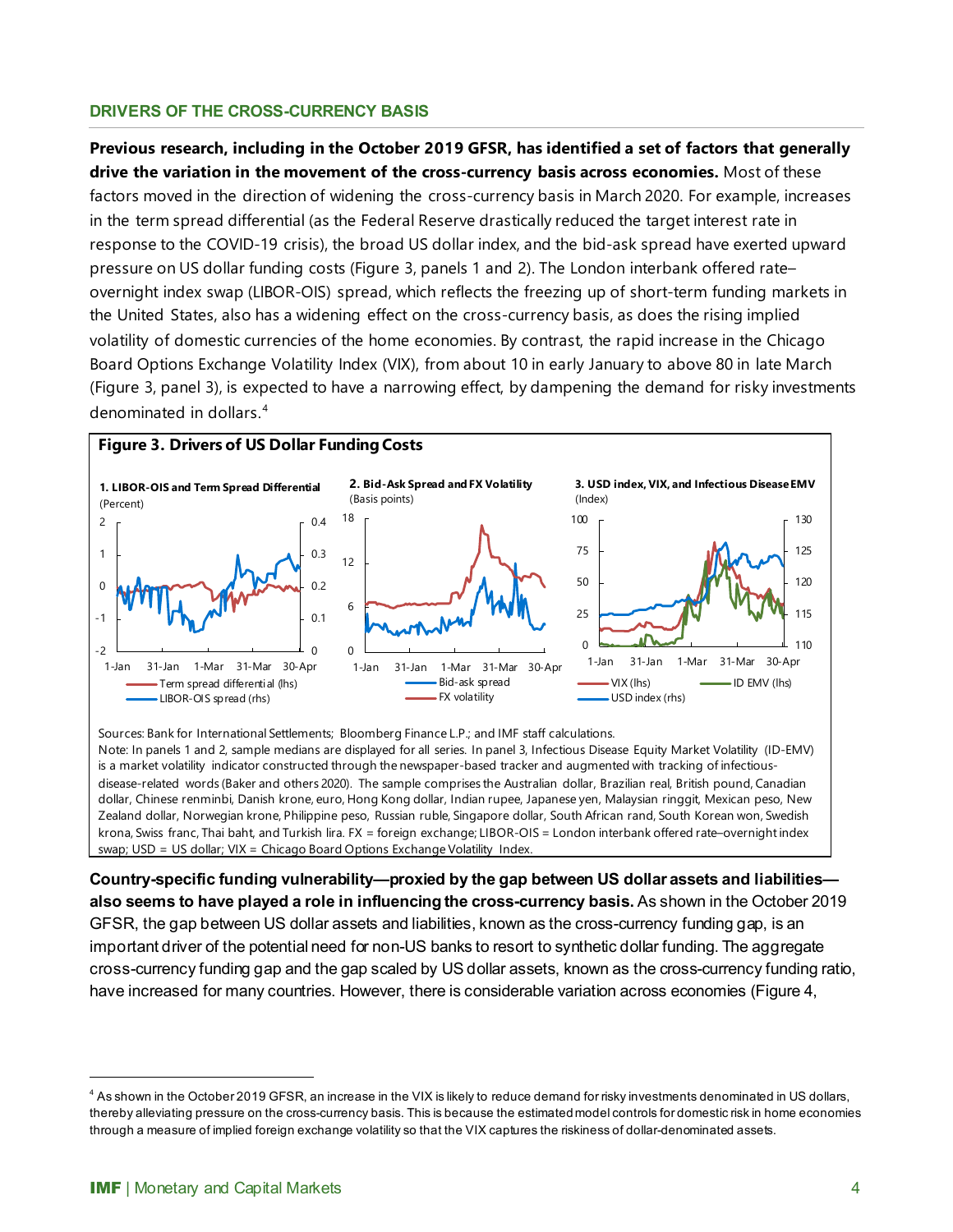### DRIVERS OF THE CROSS-CURRENCY BASIS

**Previous research, including in the October 2019 GFSR, has identified a set of factors that generally drive the variation in the movement of the cross-currency basis across economies.** Most of these factors moved in the direction of widening the cross-currency basis in March 2020. For example, increases in the term spread differential (as the Federal Reserve drastically reduced the target interest rate in response to the COVID-19 crisis), the broad US dollar index, and the bid-ask spread have exerted upward pressure on US dollar funding costs (Figure 3, panels 1 and 2). The London interbank offered rate–overnight index swap (LIBOR-OIS) spread, which reflects the freezing up of short-term funding markets in the United States, also has a widening effect on the cross-currency basis, as does the rising implied volatility of domestic currencies of the home economies. By contrast, the rapid increase in the Chicago Board Options Exchange Volatility Index (VIX), from about 10 in early January to above 80 in late March (Figure 3, panel 3), is expected to have a narrowing effect, by dampening the demand for risky investments denominated in dollars.[4]

**Figure 3. Drivers of US Dollar Funding Costs**

1. LIBOR-OIS and Term Spread Differential (Percent)

2. Bid-Ask Spread and FX Volatility (Basis points)

3. USD index, VIX, and Infectious Disease EMV (Index)

Sources: Bank for International Settlements; Bloomberg Finance L.P.; and IMF staff calculations.
Note: In panels 1 and 2, sample medians are displayed for all series. In panel 3, Infectious Disease Equity Market Volatility (ID-EMV) is a market volatility indicator constructed through the newspaper-based tracker and augmented with tracking of infectious-disease-related words (Baker and others 2020). The sample comprises the Australian dollar, Brazilian real, British pound, Canadian dollar, Chinese renminbi, Danish krone, euro, Hong Kong dollar, Indian rupee, Japanese yen, Malaysian ringgit, Mexican peso, New Zealand dollar, Norwegian krone, Philippine peso, Russian ruble, Singapore dollar, South African rand, South Korean won, Swedish krona, Swiss franc, Thai baht, and Turkish lira. FX = foreign exchange; LIBOR-OIS = London interbank offered rate–overnight index swap; USD = US dollar; VIX = Chicago Board Options Exchange Volatility Index.

**Country-specific funding vulnerability—proxied by the gap between US dollar assets and liabilities—also seems to have played a role in influencing the cross-currency basis.** As shown in the October 2019 GFSR, the gap between US dollar assets and liabilities, known as the cross-currency funding gap, is an important driver of the potential need for non-US banks to resort to synthetic dollar funding. The aggregate cross-currency funding gap and the gap scaled by US dollar assets, known as the cross-currency funding ratio, have increased for many countries. However, there is considerable variation across economies (Figure 4,

[4] As shown in the October 2019 GFSR, an increase in the VIX is likely to reduce demand for risky investments denominated in US dollars, thereby alleviating pressure on the cross-currency basis. This is because the estimated model controls for domestic risk in home economies through a measure of implied foreign exchange volatility so that the VIX captures the riskiness of dollar-denominated assets.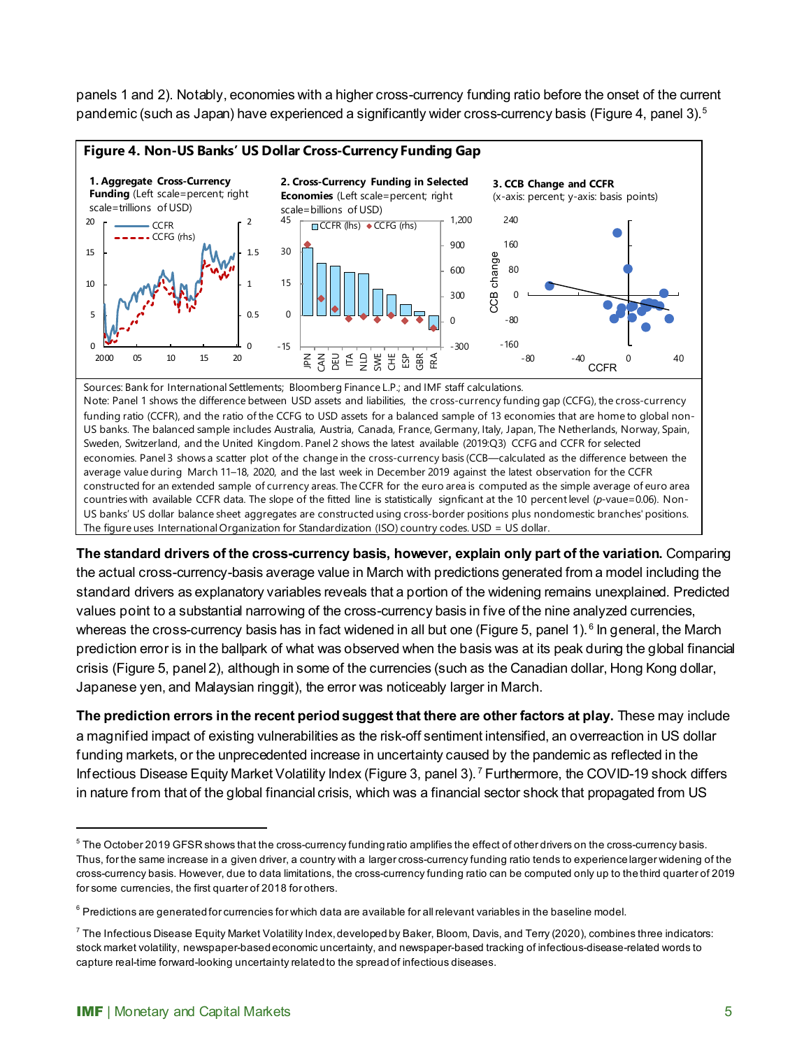panels 1 and 2). Notably, economies with a higher cross-currency funding ratio before the onset of the current pandemic (such as Japan) have experienced a significantly wider cross-currency basis (Figure 4, panel 3).[5]

**Figure 4. Non-US Banks' US Dollar Cross-Currency Funding Gap**

**1. Aggregate Cross-Currency Funding** (Left scale=percent; right scale=trillions of USD)

**2. Cross-Currency Funding in Selected Economies** (Left scale=percent; right scale=billions of USD)

**3. CCB Change and CCFR** (x-axis: percent; y-axis: basis points)

Sources: Bank for International Settlements; Bloomberg Finance L.P.; and IMF staff calculations.
Note: Panel 1 shows the difference between USD assets and liabilities, the cross-currency funding gap (CCFG), the cross-currency funding ratio (CCFR), and the ratio of the CCFG to USD assets for a balanced sample of 13 economies that are home to global non-US banks. The balanced sample includes Australia, Austria, Canada, France, Germany, Italy, Japan, The Netherlands, Norway, Spain, Sweden, Switzerland, and the United Kingdom. Panel 2 shows the latest available (2019:Q3) CCFG and CCFR for selected economies. Panel 3 shows a scatter plot of the change in the cross-currency basis (CCB—calculated as the difference between the average value during March 11–18, 2020, and the last week in December 2019 against the latest observation for the CCFR constructed for an extended sample of currency areas. The CCFR for the euro area is computed as the simple average of euro area countries with available CCFR data. The slope of the fitted line is statistically signficant at the 10 percent level (*p*-vaue=0.06). Non-US banks' US dollar balance sheet aggregates are constructed using cross-border positions plus nondomestic branches' positions. The figure uses International Organization for Standardization (ISO) country codes. USD = US dollar.

**The standard drivers of the cross-currency basis, however, explain only part of the variation.** Comparing the actual cross-currency-basis average value in March with predictions generated from a model including the standard drivers as explanatory variables reveals that a portion of the widening remains unexplained. Predicted values point to a substantial narrowing of the cross-currency basis in five of the nine analyzed currencies, whereas the cross-currency basis has in fact widened in all but one (Figure 5, panel 1).[6] In general, the March prediction error is in the ballpark of what was observed when the basis was at its peak during the global financial crisis (Figure 5, panel 2), although in some of the currencies (such as the Canadian dollar, Hong Kong dollar, Japanese yen, and Malaysian ringgit), the error was noticeably larger in March.

**The prediction errors in the recent period suggest that there are other factors at play.** These may include a magnified impact of existing vulnerabilities as the risk-off sentiment intensified, an overreaction in US dollar funding markets, or the unprecedented increase in uncertainty caused by the pandemic as reflected in the Infectious Disease Equity Market Volatility Index (Figure 3, panel 3).[7] Furthermore, the COVID-19 shock differs in nature from that of the global financial crisis, which was a financial sector shock that propagated from US

---

[5] The October 2019 GFSR shows that the cross-currency funding ratio amplifies the effect of other drivers on the cross-currency basis. Thus, for the same increase in a given driver, a country with a larger cross-currency funding ratio tends to experience larger widening of the cross-currency basis. However, due to data limitations, the cross-currency funding ratio can be computed only up to the third quarter of 2019 for some currencies, the first quarter of 2018 for others.

[6] Predictions are generated for currencies for which data are available for all relevant variables in the baseline model.

[7] The Infectious Disease Equity Market Volatility Index, developed by Baker, Bloom, Davis, and Terry (2020), combines three indicators: stock market volatility, newspaper-based economic uncertainty, and newspaper-based tracking of infectious-disease-related words to capture real-time forward-looking uncertainty related to the spread of infectious diseases.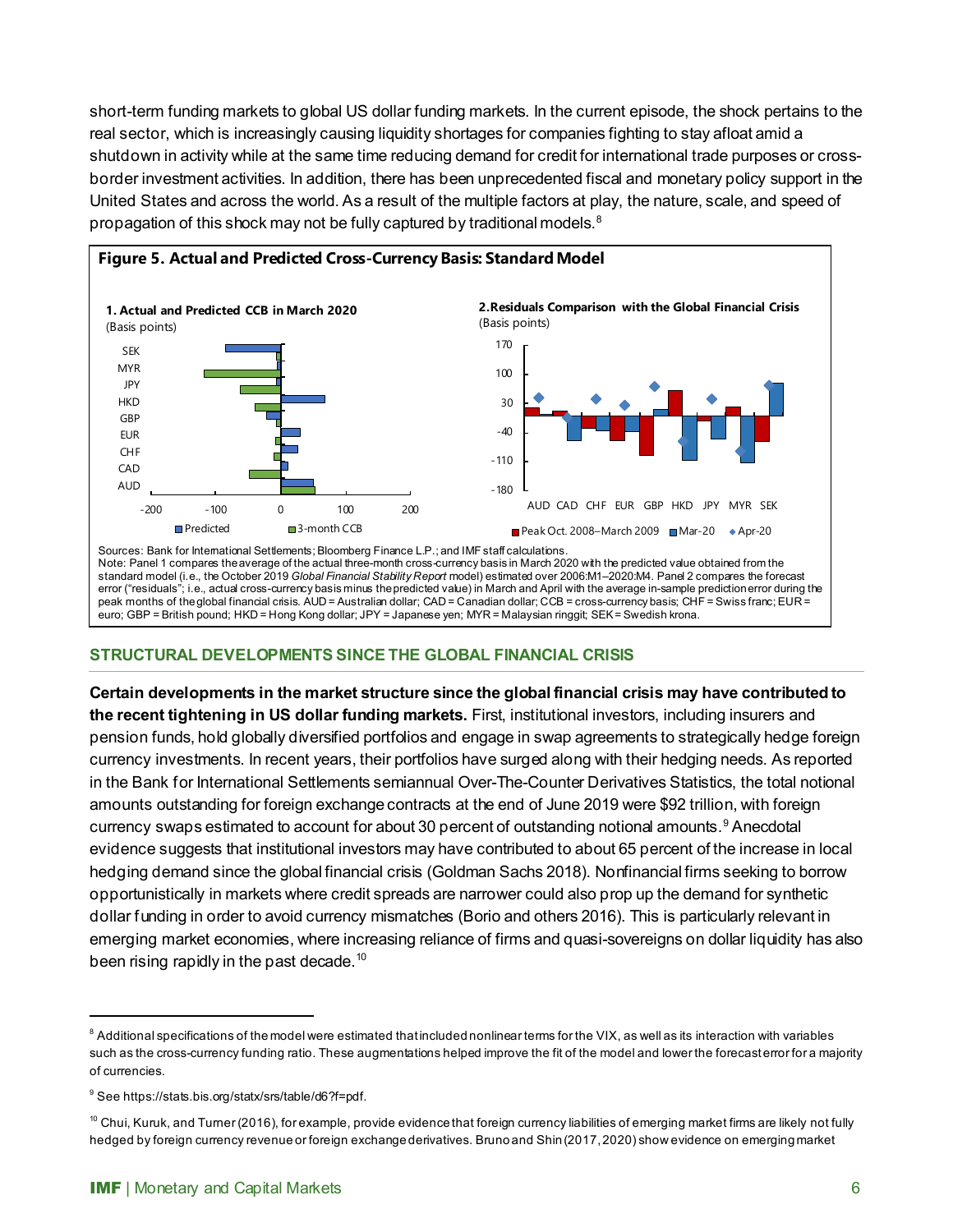short-term funding markets to global US dollar funding markets. In the current episode, the shock pertains to the real sector, which is increasingly causing liquidity shortages for companies fighting to stay afloat amid a shutdown in activity while at the same time reducing demand for credit for international trade purposes or cross-border investment activities. In addition, there has been unprecedented fiscal and monetary policy support in the United States and across the world. As a result of the multiple factors at play, the nature, scale, and speed of propagation of this shock may not be fully captured by traditional models.[8]

**Figure 5. Actual and Predicted Cross-Currency Basis: Standard Model**

**1. Actual and Predicted CCB in March 2020**
(Basis points)

**2. Residuals Comparison with the Global Financial Crisis**
(Basis points)

Sources: Bank for International Settlements; Bloomberg Finance L.P.; and IMF staff calculations.
Note: Panel 1 compares the average of the actual three-month cross-currency basis in March 2020 with the predicted value obtained from the standard model (i.e., the October 2019 *Global Financial Stability Report* model) estimated over 2006:M1–2020:M4. Panel 2 compares the forecast error ("residuals"; i.e., actual cross-currency basis minus the predicted value) in March and April with the average in-sample prediction error during the peak months of the global financial crisis. AUD = Australian dollar; CAD = Canadian dollar; CCB = cross-currency basis; CHF = Swiss franc; EUR = euro; GBP = British pound; HKD = Hong Kong dollar; JPY = Japanese yen; MYR = Malaysian ringgit; SEK = Swedish krona.

## STRUCTURAL DEVELOPMENTS SINCE THE GLOBAL FINANCIAL CRISIS

**Certain developments in the market structure since the global financial crisis may have contributed to the recent tightening in US dollar funding markets.** First, institutional investors, including insurers and pension funds, hold globally diversified portfolios and engage in swap agreements to strategically hedge foreign currency investments. In recent years, their portfolios have surged along with their hedging needs. As reported in the Bank for International Settlements semiannual Over-The-Counter Derivatives Statistics, the total notional amounts outstanding for foreign exchange contracts at the end of June 2019 were $92 trillion, with foreign currency swaps estimated to account for about 30 percent of outstanding notional amounts.[9] Anecdotal evidence suggests that institutional investors may have contributed to about 65 percent of the increase in local hedging demand since the global financial crisis (Goldman Sachs 2018). Nonfinancial firms seeking to borrow opportunistically in markets where credit spreads are narrower could also prop up the demand for synthetic dollar funding in order to avoid currency mismatches (Borio and others 2016). This is particularly relevant in emerging market economies, where increasing reliance of firms and quasi-sovereigns on dollar liquidity has also been rising rapidly in the past decade.[10]

---

[8] Additional specifications of the model were estimated that included nonlinear terms for the VIX, as well as its interaction with variables such as the cross-currency funding ratio. These augmentations helped improve the fit of the model and lower the forecast error for a majority of currencies.

[9] See https://stats.bis.org/statx/srs/table/d6?f=pdf.

[10] Chui, Kuruk, and Turner (2016), for example, provide evidence that foreign currency liabilities of emerging market firms are likely not fully hedged by foreign currency revenue or foreign exchange derivatives. Bruno and Shin (2017, 2020) show evidence on emerging market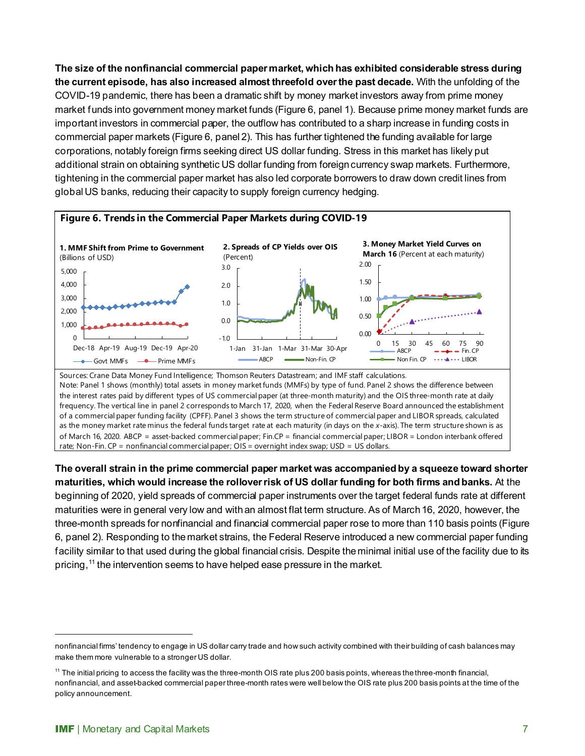**The size of the nonfinancial commercial paper market, which has exhibited considerable stress during the current episode, has also increased almost threefold over the past decade.** With the unfolding of the COVID-19 pandemic, there has been a dramatic shift by money market investors away from prime money market funds into government money market funds (Figure 6, panel 1). Because prime money market funds are important investors in commercial paper, the outflow has contributed to a sharp increase in funding costs in commercial paper markets (Figure 6, panel 2). This has further tightened the funding available for large corporations, notably foreign firms seeking direct US dollar funding. Stress in this market has likely put additional strain on obtaining synthetic US dollar funding from foreign currency swap markets. Furthermore, tightening in the commercial paper market has also led corporate borrowers to draw down credit lines from global US banks, reducing their capacity to supply foreign currency hedging.

**Figure 6. Trends in the Commercial Paper Markets during COVID-19**

**1. MMF Shift from Prime to Government** (Billions of USD)

**2. Spreads of CP Yields over OIS** (Percent)

**3. Money Market Yield Curves on March 16** (Percent at each maturity)

Sources: Crane Data Money Fund Intelligence; Thomson Reuters Datastream; and IMF staff calculations.
Note: Panel 1 shows (monthly) total assets in money market funds (MMFs) by type of fund. Panel 2 shows the difference between the interest rates paid by different types of US commercial paper (at three-month maturity) and the OIS three-month rate at daily frequency. The vertical line in panel 2 corresponds to March 17, 2020, when the Federal Reserve Board announced the establishment of a commercial paper funding facility (CPFF). Panel 3 shows the term structure of commercial paper and LIBOR spreads, calculated as the money market rate minus the federal funds target rate at each maturity (in days on the *x*-axis). The term structure shown is as of March 16, 2020. ABCP = asset-backed commercial paper; Fin.CP = financial commercial paper; LIBOR = London interbank offered rate; Non-Fin. CP = nonfinancial commercial paper; OIS = overnight index swap; USD = US dollars.

**The overall strain in the prime commercial paper market was accompanied by a squeeze toward shorter maturities, which would increase the rollover risk of US dollar funding for both firms and banks.** At the beginning of 2020, yield spreads of commercial paper instruments over the target federal funds rate at different maturities were in general very low and with an almost flat term structure. As of March 16, 2020, however, the three-month spreads for nonfinancial and financial commercial paper rose to more than 110 basis points (Figure 6, panel 2). Responding to the market strains, the Federal Reserve introduced a new commercial paper funding facility similar to that used during the global financial crisis. Despite the minimal initial use of the facility due to its pricing,[11] the intervention seems to have helped ease pressure in the market.

---

nonfinancial firms' tendency to engage in US dollar carry trade and how such activity combined with their building of cash balances may make them more vulnerable to a stronger US dollar.

[11] The initial pricing to access the facility was the three-month OIS rate plus 200 basis points, whereas the three-month financial, nonfinancial, and asset-backed commercial paper three-month rates were well below the OIS rate plus 200 basis points at the time of the policy announcement.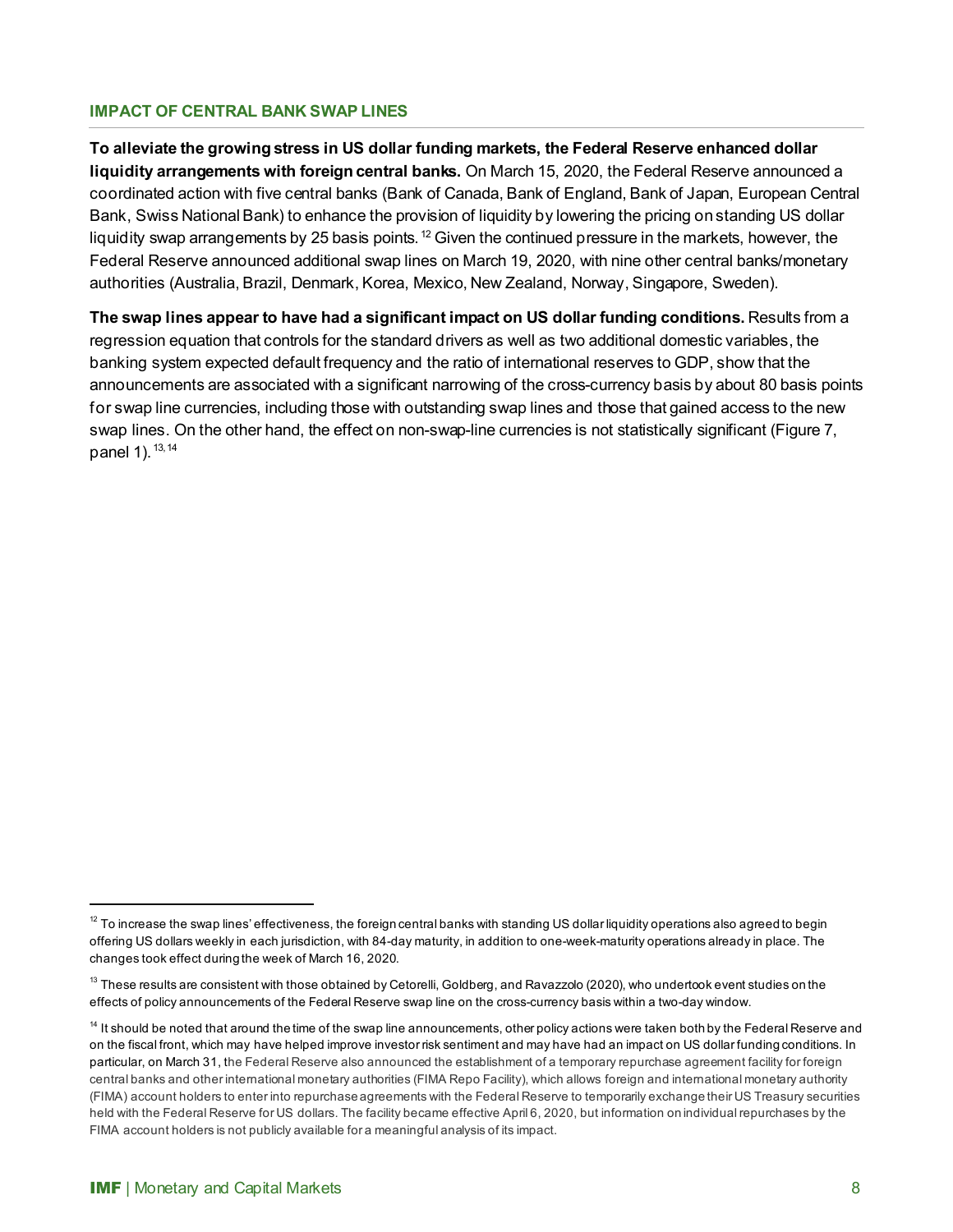## IMPACT OF CENTRAL BANK SWAP LINES

**To alleviate the growing stress in US dollar funding markets, the Federal Reserve enhanced dollar liquidity arrangements with foreign central banks.** On March 15, 2020, the Federal Reserve announced a coordinated action with five central banks (Bank of Canada, Bank of England, Bank of Japan, European Central Bank, Swiss National Bank) to enhance the provision of liquidity by lowering the pricing on standing US dollar liquidity swap arrangements by 25 basis points.[12] Given the continued pressure in the markets, however, the Federal Reserve announced additional swap lines on March 19, 2020, with nine other central banks/monetary authorities (Australia, Brazil, Denmark, Korea, Mexico, New Zealand, Norway, Singapore, Sweden).

**The swap lines appear to have had a significant impact on US dollar funding conditions.** Results from a regression equation that controls for the standard drivers as well as two additional domestic variables, the banking system expected default frequency and the ratio of international reserves to GDP, show that the announcements are associated with a significant narrowing of the cross-currency basis by about 80 basis points for swap line currencies, including those with outstanding swap lines and those that gained access to the new swap lines. On the other hand, the effect on non-swap-line currencies is not statistically significant (Figure 7, panel 1).[13,14]

---

[12] To increase the swap lines' effectiveness, the foreign central banks with standing US dollar liquidity operations also agreed to begin offering US dollars weekly in each jurisdiction, with 84-day maturity, in addition to one-week-maturity operations already in place. The changes took effect during the week of March 16, 2020.

[13] These results are consistent with those obtained by Cetorelli, Goldberg, and Ravazzolo (2020), who undertook event studies on the effects of policy announcements of the Federal Reserve swap line on the cross-currency basis within a two-day window.

[14] It should be noted that around the time of the swap line announcements, other policy actions were taken both by the Federal Reserve and on the fiscal front, which may have helped improve investor risk sentiment and may have had an impact on US dollar funding conditions. In particular, on March 31, the Federal Reserve also announced the establishment of a temporary repurchase agreement facility for foreign central banks and other international monetary authorities (FIMA Repo Facility), which allows foreign and international monetary authority (FIMA) account holders to enter into repurchase agreements with the Federal Reserve to temporarily exchange their US Treasury securities held with the Federal Reserve for US dollars. The facility became effective April 6, 2020, but information on individual repurchases by the FIMA account holders is not publicly available for a meaningful analysis of its impact.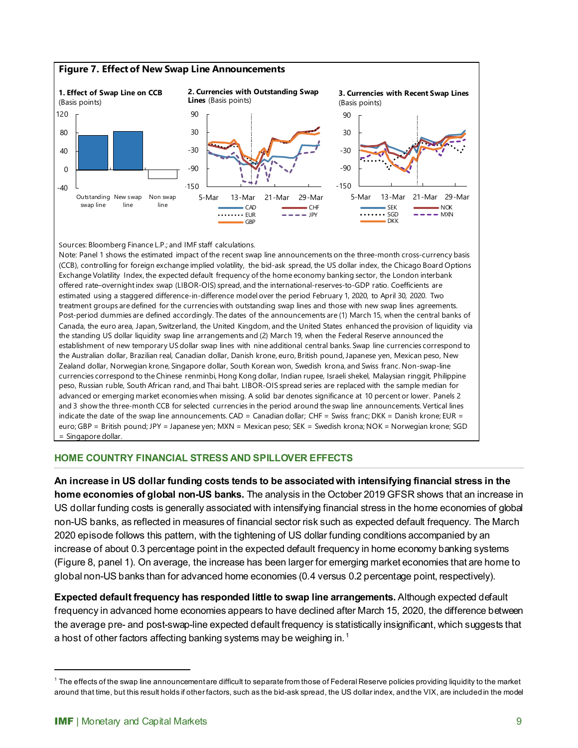**Figure 7. Effect of New Swap Line Announcements**

**1. Effect of Swap Line on CCB** (Basis points)

**2. Currencies with Outstanding Swap Lines** (Basis points)

**3. Currencies with Recent Swap Lines** (Basis points)

Sources: Bloomberg Finance L.P.; and IMF staff calculations.

Note: Panel 1 shows the estimated impact of the recent swap line announcements on the three-month cross-currency basis (CCB), controlling for foreign exchange implied volatility, the bid-ask spread, the US dollar index, the Chicago Board Options Exchange Volatility Index, the expected default frequency of the home economy banking sector, the London interbank offered rate–overnight index swap (LIBOR-OIS) spread, and the international-reserves-to-GDP ratio. Coefficients are estimated using a staggered difference-in-difference model over the period February 1, 2020, to April 30, 2020. Two treatment groups are defined for the currencies with outstanding swap lines and those with new swap lines agreements. Post-period dummies are defined accordingly. The dates of the announcements are (1) March 15, when the central banks of Canada, the euro area, Japan, Switzerland, the United Kingdom, and the United States enhanced the provision of liquidity via the standing US dollar liquidity swap line arrangements and (2) March 19, when the Federal Reserve announced the establishment of new temporary US dollar swap lines with nine additional central banks. Swap line currencies correspond to the Australian dollar, Brazilian real, Canadian dollar, Danish krone, euro, British pound, Japanese yen, Mexican peso, New Zealand dollar, Norwegian krone, Singapore dollar, South Korean won, Swedish krona, and Swiss franc. Non-swap-line currencies correspond to the Chinese renminbi, Hong Kong dollar, Indian rupee, Israeli shekel, Malaysian ringgit, Philippine peso, Russian ruble, South African rand, and Thai baht. LIBOR-OIS spread series are replaced with the sample median for advanced or emerging market economies when missing. A solid bar denotes significance at 10 percent or lower. Panels 2 and 3 show the three-month CCB for selected currencies in the period around the swap line announcements. Vertical lines indicate the date of the swap line announcements. CAD = Canadian dollar; CHF = Swiss franc; DKK = Danish krone; EUR = euro; GBP = British pound; JPY = Japanese yen; MXN = Mexican peso; SEK = Swedish krona; NOK = Norwegian krone; SGD = Singapore dollar.

## HOME COUNTRY FINANCIAL STRESS AND SPILLOVER EFFECTS

**An increase in US dollar funding costs tends to be associated with intensifying financial stress in the home economies of global non-US banks.** The analysis in the October 2019 GFSR shows that an increase in US dollar funding costs is generally associated with intensifying financial stress in the home economies of global non-US banks, as reflected in measures of financial sector risk such as expected default frequency. The March 2020 episode follows this pattern, with the tightening of US dollar funding conditions accompanied by an increase of about 0.3 percentage point in the expected default frequency in home economy banking systems (Figure 8, panel 1). On average, the increase has been larger for emerging market economies that are home to global non-US banks than for advanced home economies (0.4 versus 0.2 percentage point, respectively).

**Expected default frequency has responded little to swap line arrangements.** Although expected default frequency in advanced home economies appears to have declined after March 15, 2020, the difference between the average pre- and post-swap-line expected default frequency is statistically insignificant, which suggests that a host of other factors affecting banking systems may be weighing in.[1]

[1] The effects of the swap line announcement are difficult to separate from those of Federal Reserve policies providing liquidity to the market around that time, but this result holds if other factors, such as the bid-ask spread, the US dollar index, and the VIX, are included in the model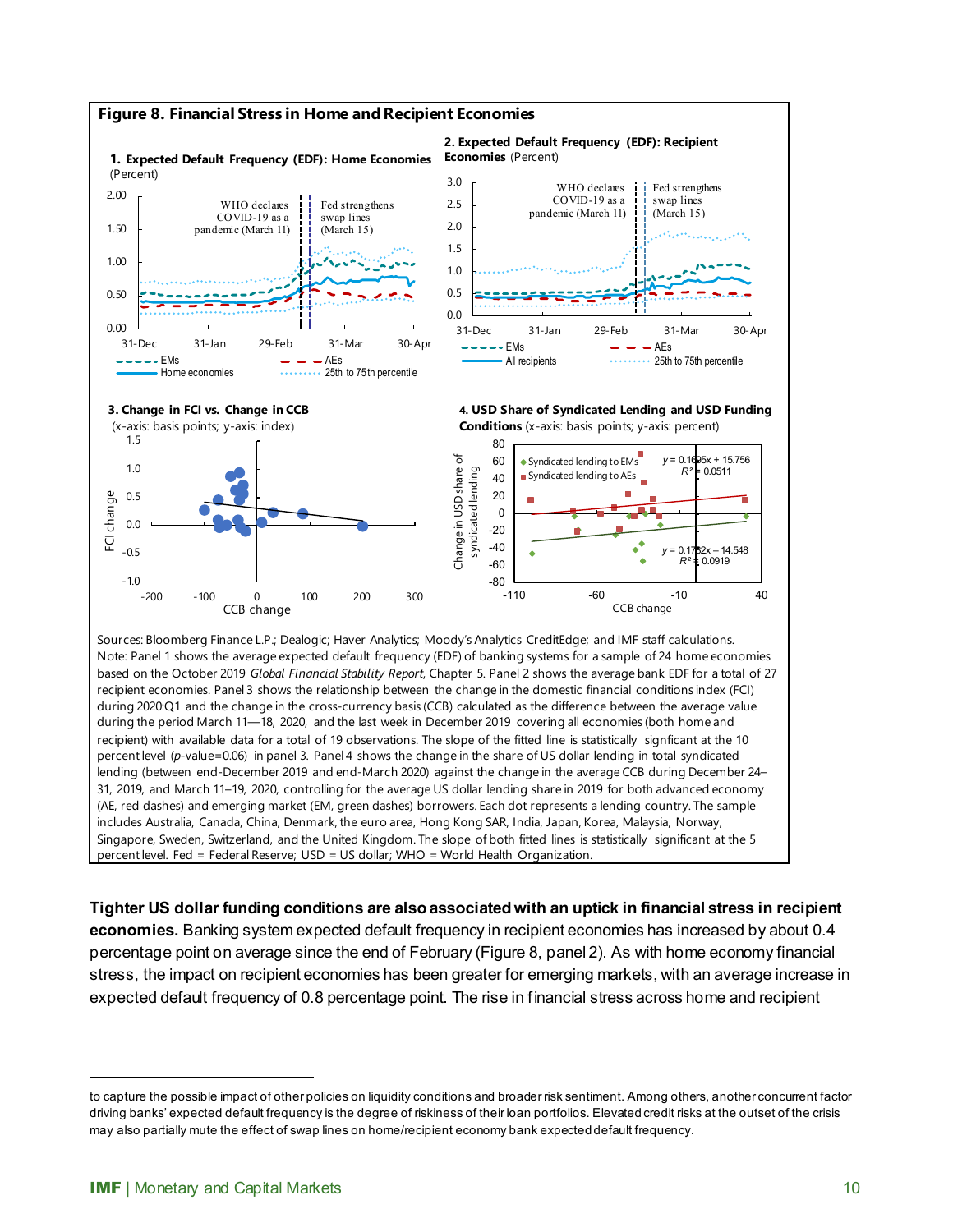**Figure 8. Financial Stress in Home and Recipient Economies**

**1. Expected Default Frequency (EDF): Home Economies** (Percent)

**2. Expected Default Frequency (EDF): Recipient Economies** (Percent)

**3. Change in FCI vs. Change in CCB** (x-axis: basis points; y-axis: index)

**4. USD Share of Syndicated Lending and USD Funding Conditions** (x-axis: basis points; y-axis: percent)

Sources: Bloomberg Finance L.P.; Dealogic; Haver Analytics; Moody's Analytics CreditEdge; and IMF staff calculations.
Note: Panel 1 shows the average expected default frequency (EDF) of banking systems for a sample of 24 home economies based on the October 2019 *Global Financial Stability Report*, Chapter 5. Panel 2 shows the average bank EDF for a total of 27 recipient economies. Panel 3 shows the relationship between the change in the domestic financial conditions index (FCI) during 2020:Q1 and the change in the cross-currency basis (CCB) calculated as the difference between the average value during the period March 11—18, 2020, and the last week in December 2019 covering all economies (both home and recipient) with available data for a total of 19 observations. The slope of the fitted line is statistically signficant at the 10 percent level (*p*-value=0.06) in panel 3. Panel 4 shows the change in the share of US dollar lending in total syndicated lending (between end-December 2019 and end-March 2020) against the change in the average CCB during December 24–31, 2019, and March 11–19, 2020, controlling for the average US dollar lending share in 2019 for both advanced economy (AE, red dashes) and emerging market (EM, green dashes) borrowers. Each dot represents a lending country. The sample includes Australia, Canada, China, Denmark, the euro area, Hong Kong SAR, India, Japan, Korea, Malaysia, Norway, Singapore, Sweden, Switzerland, and the United Kingdom. The slope of both fitted lines is statistically significant at the 5 percent level. Fed = Federal Reserve; USD = US dollar; WHO = World Health Organization.

**Tighter US dollar funding conditions are also associated with an uptick in financial stress in recipient economies.** Banking system expected default frequency in recipient economies has increased by about 0.4 percentage point on average since the end of February (Figure 8, panel 2). As with home economy financial stress, the impact on recipient economies has been greater for emerging markets, with an average increase in expected default frequency of 0.8 percentage point. The rise in financial stress across home and recipient

to capture the possible impact of other policies on liquidity conditions and broader risk sentiment. Among others, another concurrent factor driving banks' expected default frequency is the degree of riskiness of their loan portfolios. Elevated credit risks at the outset of the crisis may also partially mute the effect of swap lines on home/recipient economy bank expected default frequency.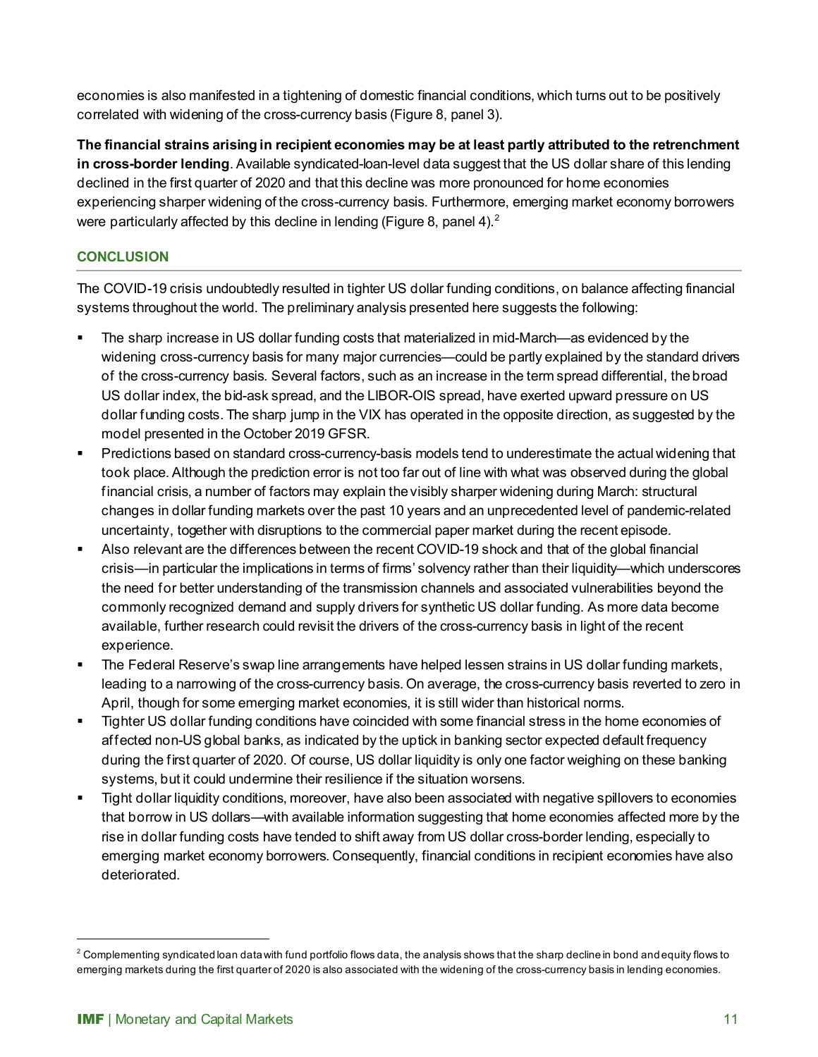economies is also manifested in a tightening of domestic financial conditions, which turns out to be positively correlated with widening of the cross-currency basis (Figure 8, panel 3).

**The financial strains arising in recipient economies may be at least partly attributed to the retrenchment in cross-border lending**. Available syndicated-loan-level data suggest that the US dollar share of this lending declined in the first quarter of 2020 and that this decline was more pronounced for home economies experiencing sharper widening of the cross-currency basis. Furthermore, emerging market economy borrowers were particularly affected by this decline in lending (Figure 8, panel 4).[2]

## CONCLUSION

The COVID-19 crisis undoubtedly resulted in tighter US dollar funding conditions, on balance affecting financial systems throughout the world. The preliminary analysis presented here suggests the following:

- The sharp increase in US dollar funding costs that materialized in mid-March—as evidenced by the widening cross-currency basis for many major currencies—could be partly explained by the standard drivers of the cross-currency basis. Several factors, such as an increase in the term spread differential, the broad US dollar index, the bid-ask spread, and the LIBOR-OIS spread, have exerted upward pressure on US dollar funding costs. The sharp jump in the VIX has operated in the opposite direction, as suggested by the model presented in the October 2019 GFSR.
- Predictions based on standard cross-currency-basis models tend to underestimate the actual widening that took place. Although the prediction error is not too far out of line with what was observed during the global financial crisis, a number of factors may explain the visibly sharper widening during March: structural changes in dollar funding markets over the past 10 years and an unprecedented level of pandemic-related uncertainty, together with disruptions to the commercial paper market during the recent episode.
- Also relevant are the differences between the recent COVID-19 shock and that of the global financial crisis—in particular the implications in terms of firms' solvency rather than their liquidity—which underscores the need for better understanding of the transmission channels and associated vulnerabilities beyond the commonly recognized demand and supply drivers for synthetic US dollar funding. As more data become available, further research could revisit the drivers of the cross-currency basis in light of the recent experience.
- The Federal Reserve's swap line arrangements have helped lessen strains in US dollar funding markets, leading to a narrowing of the cross-currency basis. On average, the cross-currency basis reverted to zero in April, though for some emerging market economies, it is still wider than historical norms.
- Tighter US dollar funding conditions have coincided with some financial stress in the home economies of affected non-US global banks, as indicated by the uptick in banking sector expected default frequency during the first quarter of 2020. Of course, US dollar liquidity is only one factor weighing on these banking systems, but it could undermine their resilience if the situation worsens.
- Tight dollar liquidity conditions, moreover, have also been associated with negative spillovers to economies that borrow in US dollars—with available information suggesting that home economies affected more by the rise in dollar funding costs have tended to shift away from US dollar cross-border lending, especially to emerging market economy borrowers. Consequently, financial conditions in recipient economies have also deteriorated.

---

[2] Complementing syndicated loan data with fund portfolio flows data, the analysis shows that the sharp decline in bond and equity flows to emerging markets during the first quarter of 2020 is also associated with the widening of the cross-currency basis in lending economies.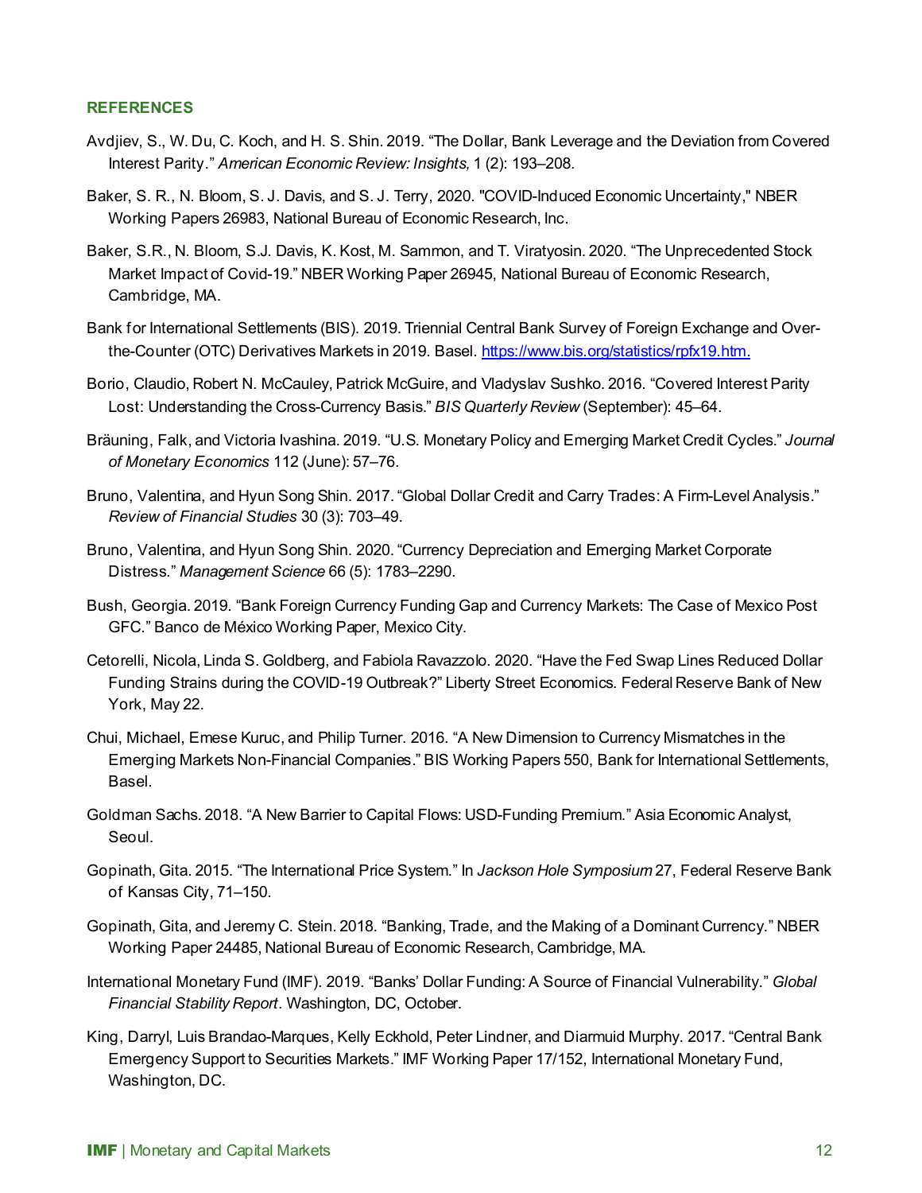## REFERENCES

Avdjiev, S., W. Du, C. Koch, and H. S. Shin. 2019. "The Dollar, Bank Leverage and the Deviation from Covered Interest Parity." *American Economic Review: Insights,* 1 (2): 193–208.

Baker, S. R., N. Bloom, S. J. Davis, and S. J. Terry, 2020. "COVID-Induced Economic Uncertainty," NBER Working Papers 26983, National Bureau of Economic Research, Inc.

Baker, S.R., N. Bloom, S.J. Davis, K. Kost, M. Sammon, and T. Viratyosin. 2020. "The Unprecedented Stock Market Impact of Covid-19." NBER Working Paper 26945, National Bureau of Economic Research, Cambridge, MA.

Bank for International Settlements (BIS). 2019. Triennial Central Bank Survey of Foreign Exchange and Over-the-Counter (OTC) Derivatives Markets in 2019. Basel. https://www.bis.org/statistics/rpfx19.htm.

Borio, Claudio, Robert N. McCauley, Patrick McGuire, and Vladyslav Sushko. 2016. "Covered Interest Parity Lost: Understanding the Cross-Currency Basis." *BIS Quarterly Review* (September): 45–64.

Bräuning, Falk, and Victoria Ivashina. 2019. "U.S. Monetary Policy and Emerging Market Credit Cycles." *Journal of Monetary Economics* 112 (June): 57–76.

Bruno, Valentina, and Hyun Song Shin. 2017. "Global Dollar Credit and Carry Trades: A Firm-Level Analysis." *Review of Financial Studies* 30 (3): 703–49.

Bruno, Valentina, and Hyun Song Shin. 2020. "Currency Depreciation and Emerging Market Corporate Distress." *Management Science* 66 (5): 1783–2290.

Bush, Georgia. 2019. "Bank Foreign Currency Funding Gap and Currency Markets: The Case of Mexico Post GFC." Banco de México Working Paper, Mexico City.

Cetorelli, Nicola, Linda S. Goldberg, and Fabiola Ravazzolo. 2020. "Have the Fed Swap Lines Reduced Dollar Funding Strains during the COVID-19 Outbreak?" Liberty Street Economics. Federal Reserve Bank of New York, May 22.

Chui, Michael, Emese Kuruc, and Philip Turner. 2016. "A New Dimension to Currency Mismatches in the Emerging Markets Non-Financial Companies." BIS Working Papers 550, Bank for International Settlements, Basel.

Goldman Sachs. 2018. "A New Barrier to Capital Flows: USD-Funding Premium." Asia Economic Analyst, Seoul.

Gopinath, Gita. 2015. "The International Price System." In *Jackson Hole Symposium* 27, Federal Reserve Bank of Kansas City, 71–150.

Gopinath, Gita, and Jeremy C. Stein. 2018. "Banking, Trade, and the Making of a Dominant Currency." NBER Working Paper 24485, National Bureau of Economic Research, Cambridge, MA.

International Monetary Fund (IMF). 2019. "Banks' Dollar Funding: A Source of Financial Vulnerability." *Global Financial Stability Report*. Washington, DC, October.

King, Darryl, Luis Brandao-Marques, Kelly Eckhold, Peter Lindner, and Diarmuid Murphy. 2017. "Central Bank Emergency Support to Securities Markets." IMF Working Paper 17/152, International Monetary Fund, Washington, DC.